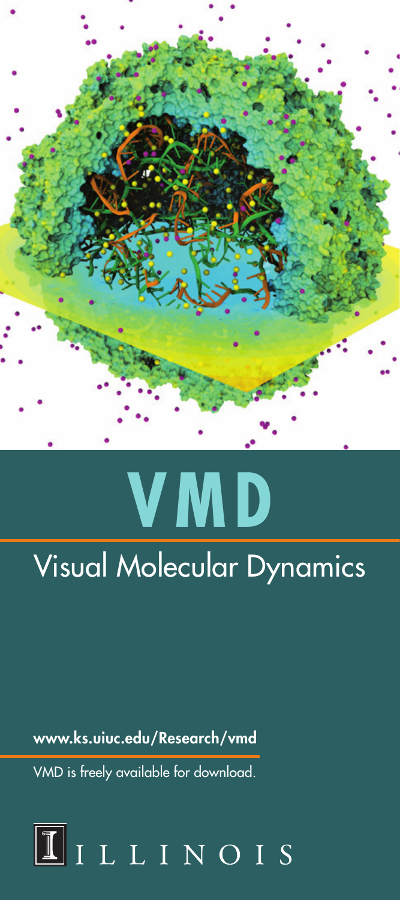# VMD

## Visual Molecular Dynamics

**www.ks.uiuc.edu/Research/vmd**

VMD is freely available for download.

ILLINOIS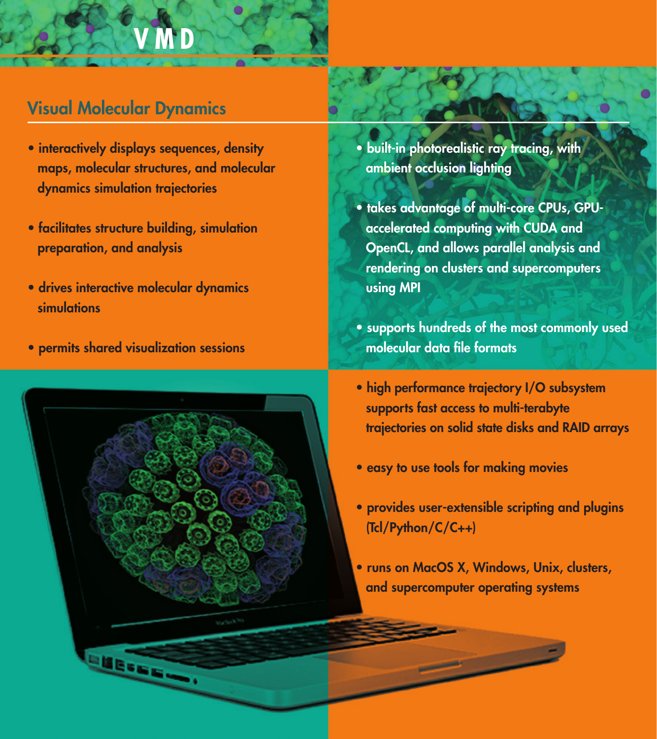# VMD

## Visual Molecular Dynamics

- interactively displays sequences, density maps, molecular structures, and molecular dynamics simulation trajectories
- facilitates structure building, simulation preparation, and analysis
- drives interactive molecular dynamics simulations
- permits shared visualization sessions
- built-in photorealistic ray tracing, with ambient occlusion lighting
- takes advantage of multi-core CPUs, GPU-accelerated computing with CUDA and OpenCL, and allows parallel analysis and rendering on clusters and supercomputers using MPI
- supports hundreds of the most commonly used molecular data file formats
- high performance trajectory I/O subsystem supports fast access to multi-terabyte trajectories on solid state disks and RAID arrays
- easy to use tools for making movies
- provides user-extensible scripting and plugins (Tcl/Python/C/C++)
- runs on MacOS X, Windows, Unix, clusters, and supercomputer operating systems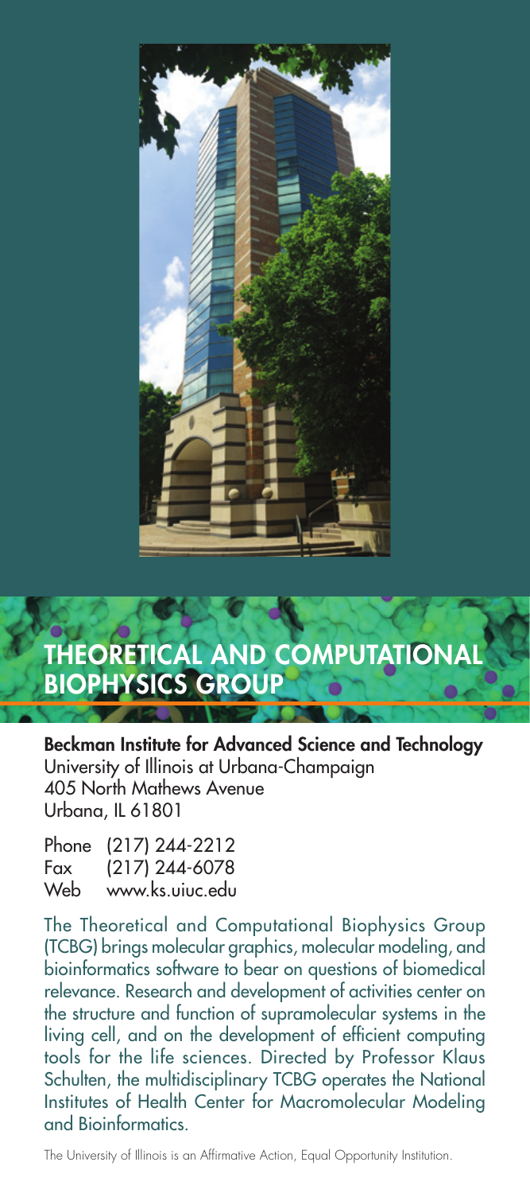# THEORETICAL AND COMPUTATIONAL BIOPHYSICS GROUP

**Beckman Institute for Advanced Science and Technology**
University of Illinois at Urbana-Champaign
405 North Mathews Avenue
Urbana, IL 61801

Phone (217) 244-2212
Fax (217) 244-6078
Web www.ks.uiuc.edu

The Theoretical and Computational Biophysics Group (TCBG) brings molecular graphics, molecular modeling, and bioinformatics software to bear on questions of biomedical relevance. Research and development of activities center on the structure and function of supramolecular systems in the living cell, and on the development of efficient computing tools for the life sciences. Directed by Professor Klaus Schulten, the multidisciplinary TCBG operates the National Institutes of Health Center for Macromolecular Modeling and Bioinformatics.

The University of Illinois is an Affirmative Action, Equal Opportunity Institution.